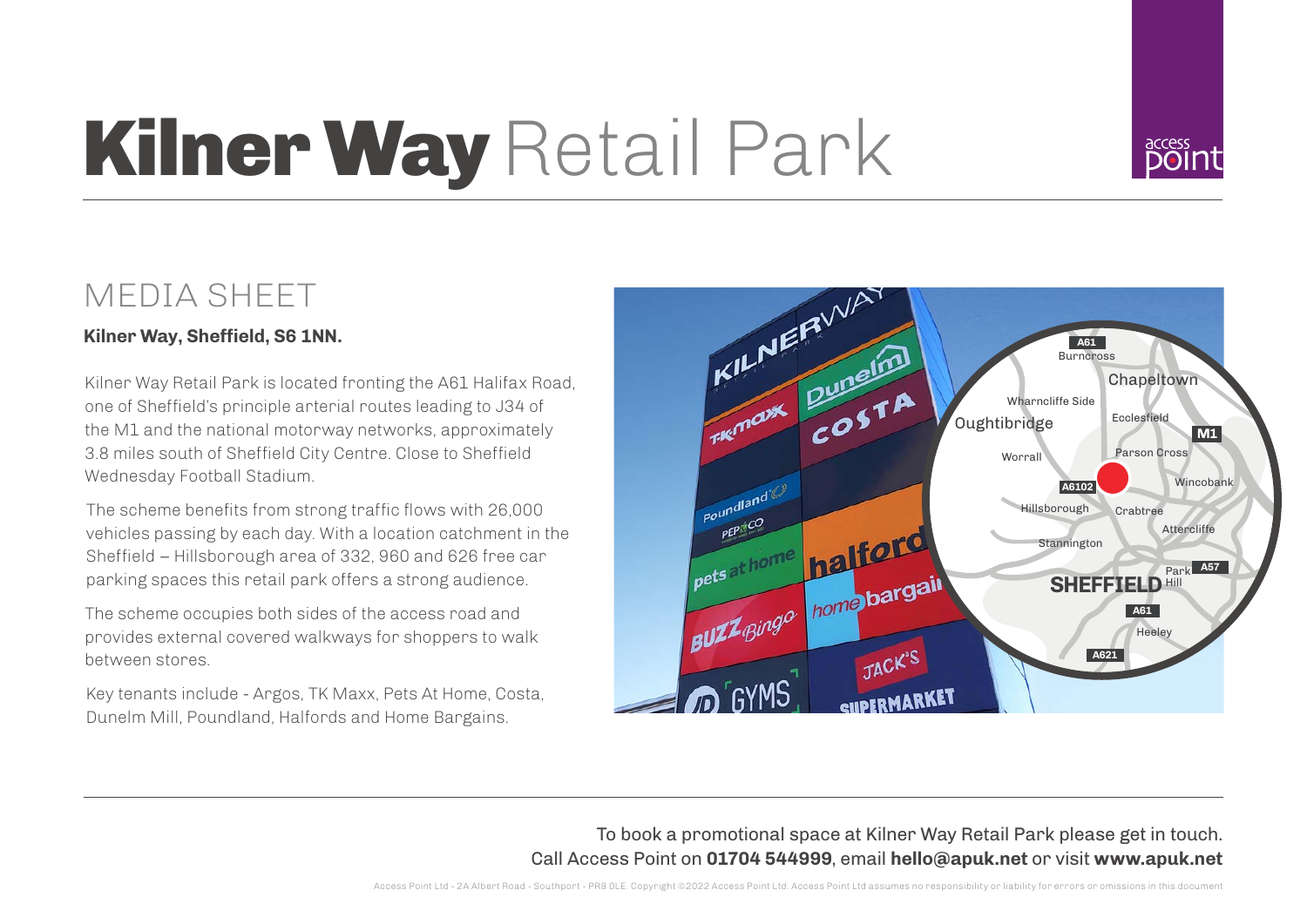# Kilner Way Retail Park

## MEDIA SHEET

**Kilner Way, Sheffield, S6 1NN.**

Kilner Way Retail Park is located fronting the A61 Halifax Road, one of Sheffield's principle arterial routes leading to J34 of the M1 and the national motorway networks, approximately 3.8 miles south of Sheffield City Centre. Close to Sheffield Wednesday Football Stadium.

The scheme benefits from strong traffic flows with 26,000 vehicles passing by each day. With a location catchment in the Sheffield – Hillsborough area of 332, 960 and 626 free car parking spaces this retail park offers a strong audience.

The scheme occupies both sides of the access road and provides external covered walkways for shoppers to walk between stores.

Key tenants include - Argos, TK Maxx, Pets At Home, Costa, Dunelm Mill, Poundland, Halfords and Home Bargains.

To book a promotional space at Kilner Way Retail Park please get in touch.
Call Access Point on **01704 544999**, email **hello@apuk.net** or visit **www.apuk.net**

Access Point Ltd - 2A Albert Road - Southport - PR9 0LE. Copyright ©2022 Access Point Ltd. Access Point Ltd assumes no responsibility or liability for errors or omissions in this document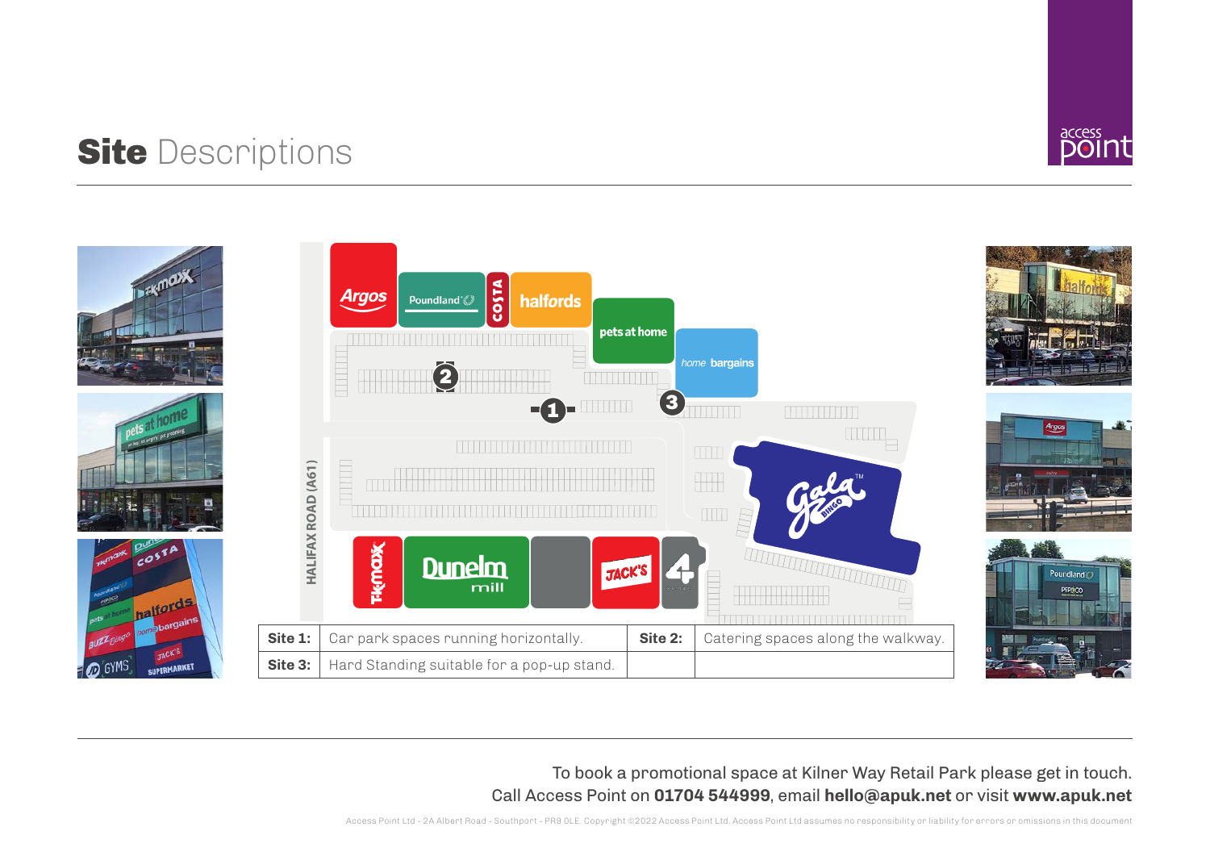# **Site** Descriptions

| | | | |
|---|---|---|---|
| **Site 1:** | Car park spaces running horizontally. | **Site 2:** | Catering spaces along the walkway. |
| **Site 3:** | Hard Standing suitable for a pop-up stand. | | |

To book a promotional space at Kilner Way Retail Park please get in touch.
Call Access Point on **01704 544999**, email **hello@apuk.net** or visit **www.apuk.net**

Access Point Ltd - 2A Albert Road - Southport - PR9 0LE. Copyright ©2022 Access Point Ltd. Access Point Ltd assumes no responsibility or liability for errors or omissions in this document